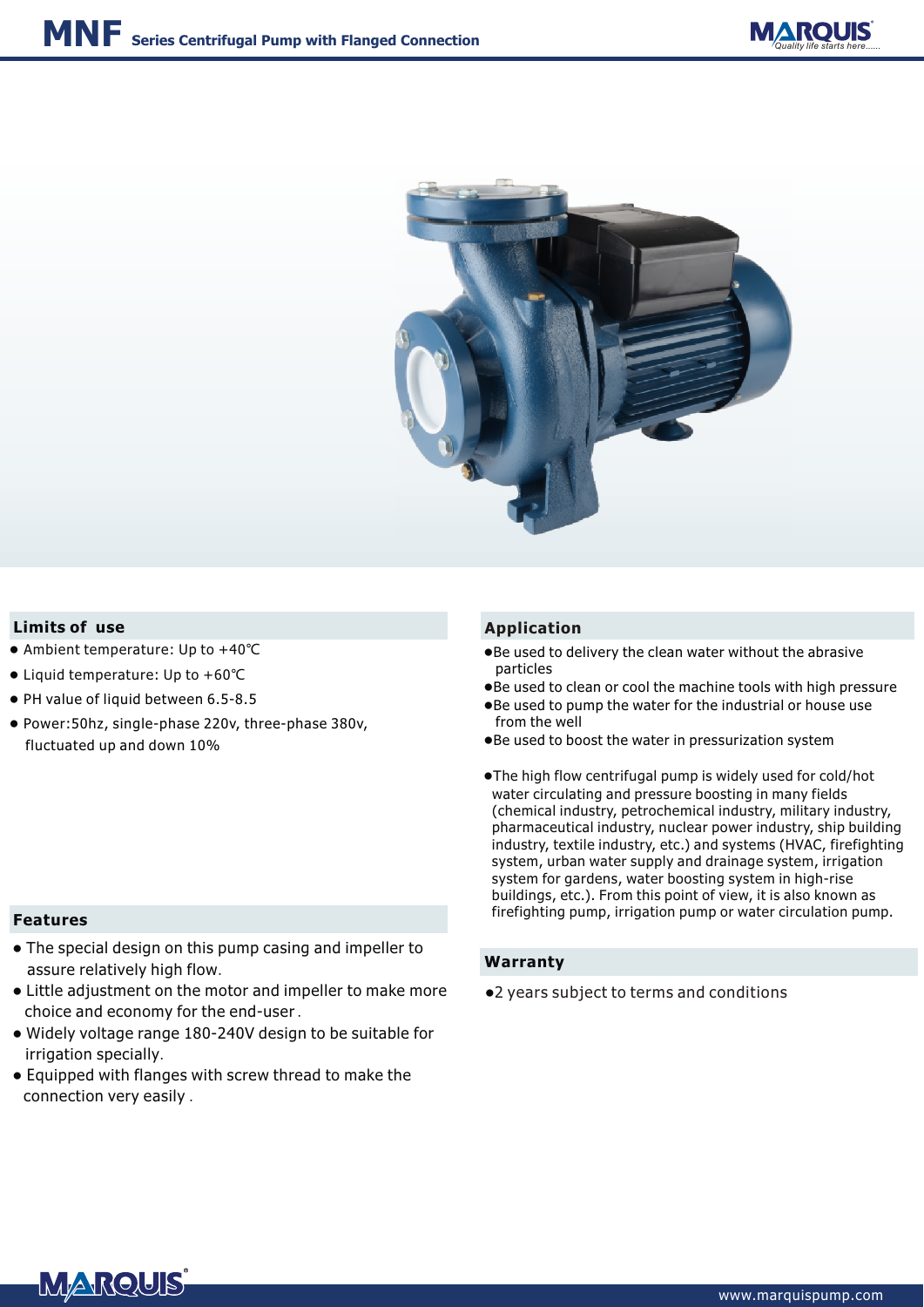# MNF Series Centrifugal Pump with Flanged Connection

## Limits of use

- Ambient temperature: Up to +40℃
- Liquid temperature: Up to +60℃
- PH value of liquid between 6.5-8.5
- Power:50hz, single-phase 220v, three-phase 380v, fluctuated up and down 10%

## Features

- The special design on this pump casing and impeller to assure relatively high flow.
- Little adjustment on the motor and impeller to make more choice and economy for the end-user.
- Widely voltage range 180-240V design to be suitable for irrigation specially.
- Equipped with flanges with screw thread to make the connection very easily.

## Application

- Be used to delivery the clean water without the abrasive particles
- Be used to clean or cool the machine tools with high pressure
- Be used to pump the water for the industrial or house use from the well
- Be used to boost the water in pressurization system

- The high flow centrifugal pump is widely used for cold/hot water circulating and pressure boosting in many fields (chemical industry, petrochemical industry, military industry, pharmaceutical industry, nuclear power industry, ship building industry, textile industry, etc.) and systems (HVAC, firefighting system, urban water supply and drainage system, irrigation system for gardens, water boosting system in high-rise buildings, etc.). From this point of view, it is also known as firefighting pump, irrigation pump or water circulation pump.

## Warranty

- 2 years subject to terms and conditions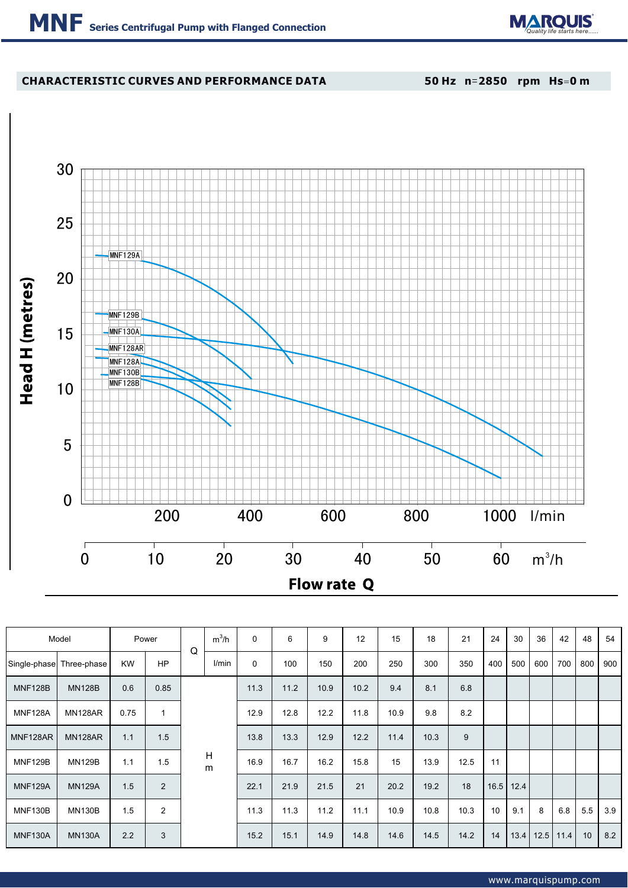## CHARACTERISTIC CURVES AND PERFORMANCE DATA

50 Hz n=2850 rpm Hs=0 m

Head H (metres)

MNF129A
MNF129B
MNF130A
MNF128AR
MNF128A
MNF130B
MNF128B

Flow rate Q

| Model | | Power | | Q | $m^3/h$ | 0 | 6 | 9 | 12 | 15 | 18 | 21 | 24 | 30 | 36 | 42 | 48 | 54 |
|---|---|---|---|---|---|---|---|---|---|---|---|---|---|---|---|---|---|---|
| Single-phase | Three-phase | KW | HP | | l/min | 0 | 100 | 150 | 200 | 250 | 300 | 350 | 400 | 500 | 600 | 700 | 800 | 900 |
| MNF128B | MN128B | 0.6 | 0.85 | H m | | 11.3 | 11.2 | 10.9 | 10.2 | 9.4 | 8.1 | 6.8 | | | | | | |
| MNF128A | MN128AR | 0.75 | 1 | | | 12.9 | 12.8 | 12.2 | 11.8 | 10.9 | 9.8 | 8.2 | | | | | | |
| MNF128AR | MN128AR | 1.1 | 1.5 | | | 13.8 | 13.3 | 12.9 | 12.2 | 11.4 | 10.3 | 9 | | | | | | |
| MNF129B | MN129B | 1.1 | 1.5 | | | 16.9 | 16.7 | 16.2 | 15.8 | 15 | 13.9 | 12.5 | 11 | | | | | |
| MNF129A | MN129A | 1.5 | 2 | | | 22.1 | 21.9 | 21.5 | 21 | 20.2 | 19.2 | 18 | 16.5 | 12.4 | | | | |
| MNF130B | MN130B | 1.5 | 2 | | | 11.3 | 11.3 | 11.2 | 11.1 | 10.9 | 10.8 | 10.3 | 10 | 9.1 | 8 | 6.8 | 5.5 | 3.9 |
| MNF130A | MN130A | 2.2 | 3 | | | 15.2 | 15.1 | 14.9 | 14.8 | 14.6 | 14.5 | 14.2 | 14 | 13.4 | 12.5 | 11.4 | 10 | 8.2 |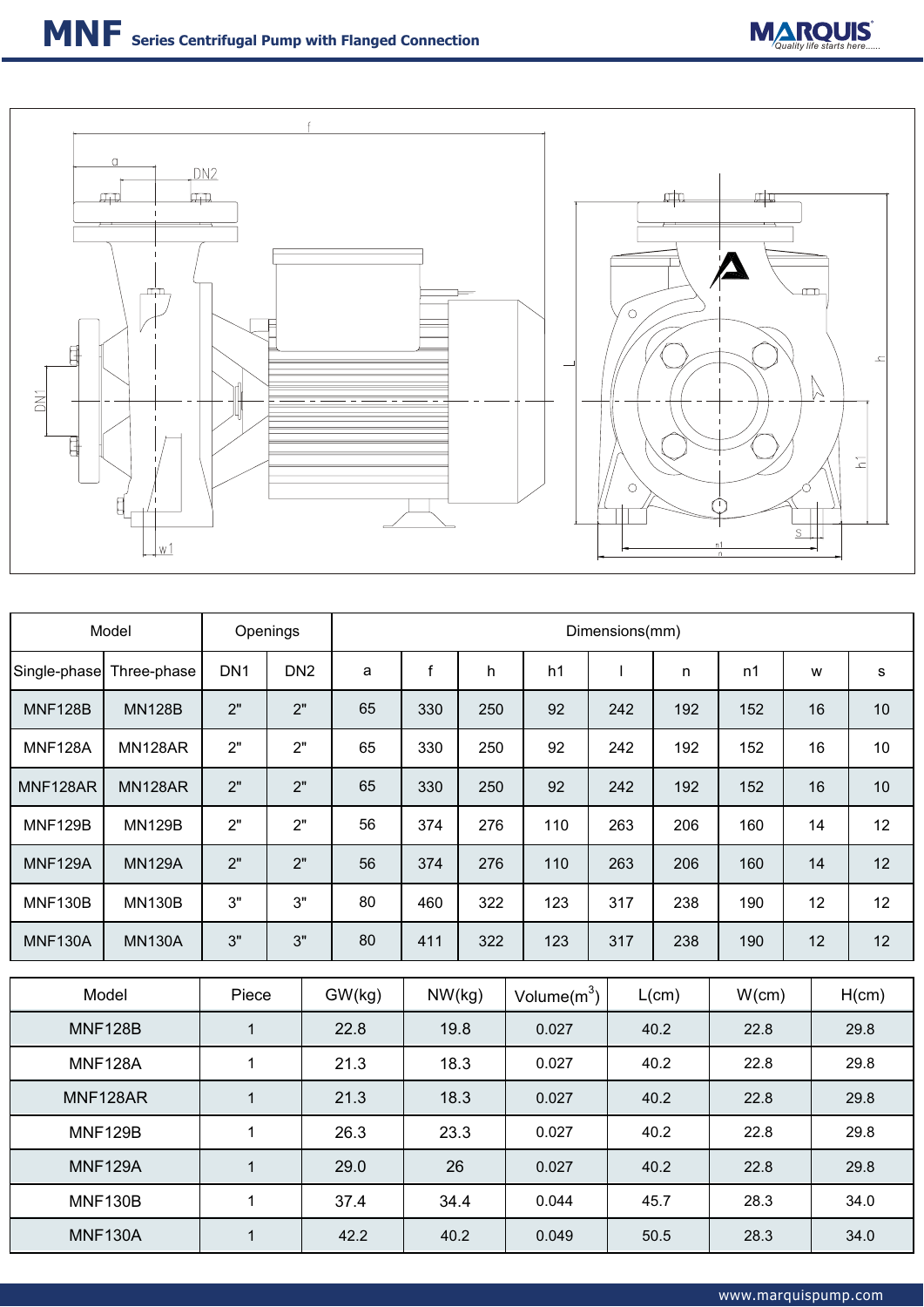# MNF Series Centrifugal Pump with Flanged Connection

| Model | | Openings | | Dimensions(mm) | | | | | | | | |
|---|---|---|---|---|---|---|---|---|---|---|---|---|
| Single-phase | Three-phase | DN1 | DN2 | a | f | h | h1 | l | n | n1 | w | s |
| MNF128B | MN128B | 2" | 2" | 65 | 330 | 250 | 92 | 242 | 192 | 152 | 16 | 10 |
| MNF128A | MN128AR | 2" | 2" | 65 | 330 | 250 | 92 | 242 | 192 | 152 | 16 | 10 |
| MNF128AR | MN128AR | 2" | 2" | 65 | 330 | 250 | 92 | 242 | 192 | 152 | 16 | 10 |
| MNF129B | MN129B | 2" | 2" | 56 | 374 | 276 | 110 | 263 | 206 | 160 | 14 | 12 |
| MNF129A | MN129A | 2" | 2" | 56 | 374 | 276 | 110 | 263 | 206 | 160 | 14 | 12 |
| MNF130B | MN130B | 3" | 3" | 80 | 460 | 322 | 123 | 317 | 238 | 190 | 12 | 12 |
| MNF130A | MN130A | 3" | 3" | 80 | 411 | 322 | 123 | 317 | 238 | 190 | 12 | 12 |

| Model | Piece | GW(kg) | NW(kg) | Volume($m^3$) | L(cm) | W(cm) | H(cm) |
|---|---|---|---|---|---|---|---|
| MNF128B | 1 | 22.8 | 19.8 | 0.027 | 40.2 | 22.8 | 29.8 |
| MNF128A | 1 | 21.3 | 18.3 | 0.027 | 40.2 | 22.8 | 29.8 |
| MNF128AR | 1 | 21.3 | 18.3 | 0.027 | 40.2 | 22.8 | 29.8 |
| MNF129B | 1 | 26.3 | 23.3 | 0.027 | 40.2 | 22.8 | 29.8 |
| MNF129A | 1 | 29.0 | 26 | 0.027 | 40.2 | 22.8 | 29.8 |
| MNF130B | 1 | 37.4 | 34.4 | 0.044 | 45.7 | 28.3 | 34.0 |
| MNF130A | 1 | 42.2 | 40.2 | 0.049 | 50.5 | 28.3 | 34.0 |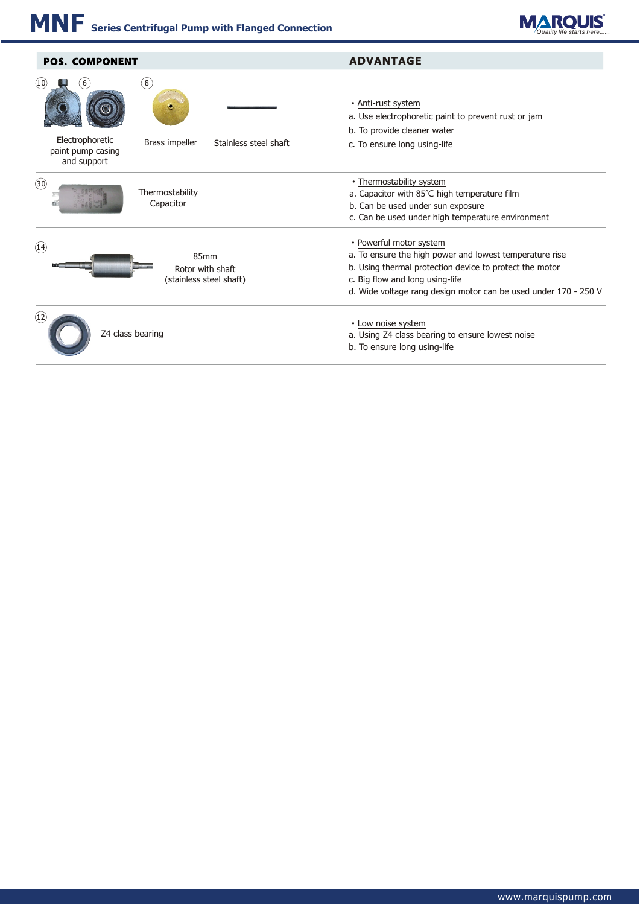# MNF Series Centrifugal Pump with Flanged Connection

| POS. COMPONENT | ADVANTAGE |
| --- | --- |
| (10) (6) Electrophoretic paint pump casing and support; (8) Brass impeller; Stainless steel shaft | • Anti-rust system<br>a. Use electrophoretic paint to prevent rust or jam<br>b. To provide cleaner water<br>c. To ensure long using-life |
| (30) Thermostability Capacitor | • Thermostability system<br>a. Capacitor with 85℃ high temperature film<br>b. Can be used under sun exposure<br>c. Can be used under high temperature environment |
| (14) 85mm Rotor with shaft (stainless steel shaft) | • Powerful motor system<br>a. To ensure the high power and lowest temperature rise<br>b. Using thermal protection device to protect the motor<br>c. Big flow and long using-life<br>d. Wide voltage rang design motor can be used under 170 - 250 V |
| (12) Z4 class bearing | • Low noise system<br>a. Using Z4 class bearing to ensure lowest noise<br>b. To ensure long using-life |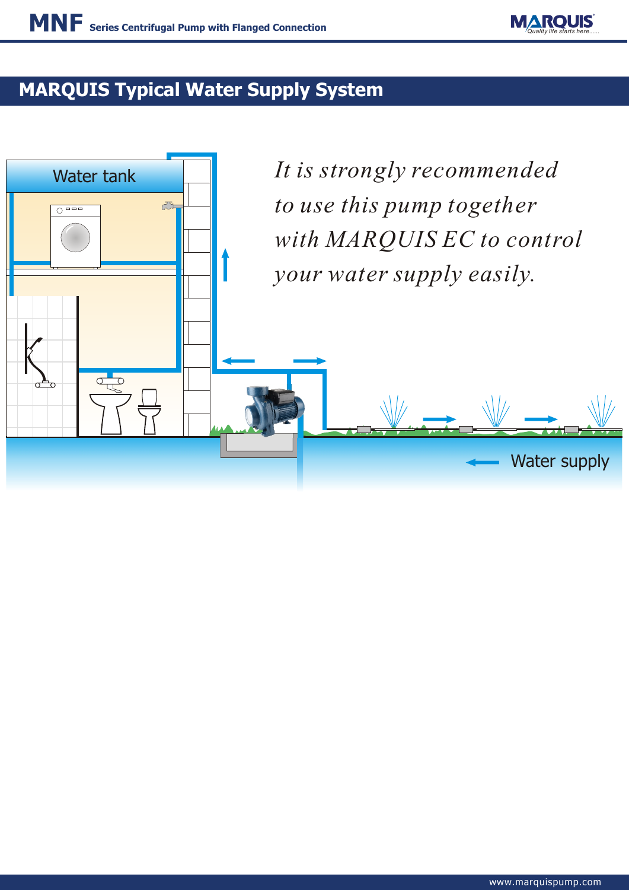## MARQUIS Typical Water Supply System

Water tank

*It is strongly recommended to use this pump together with MARQUIS EC to control your water supply easily.*

Water supply